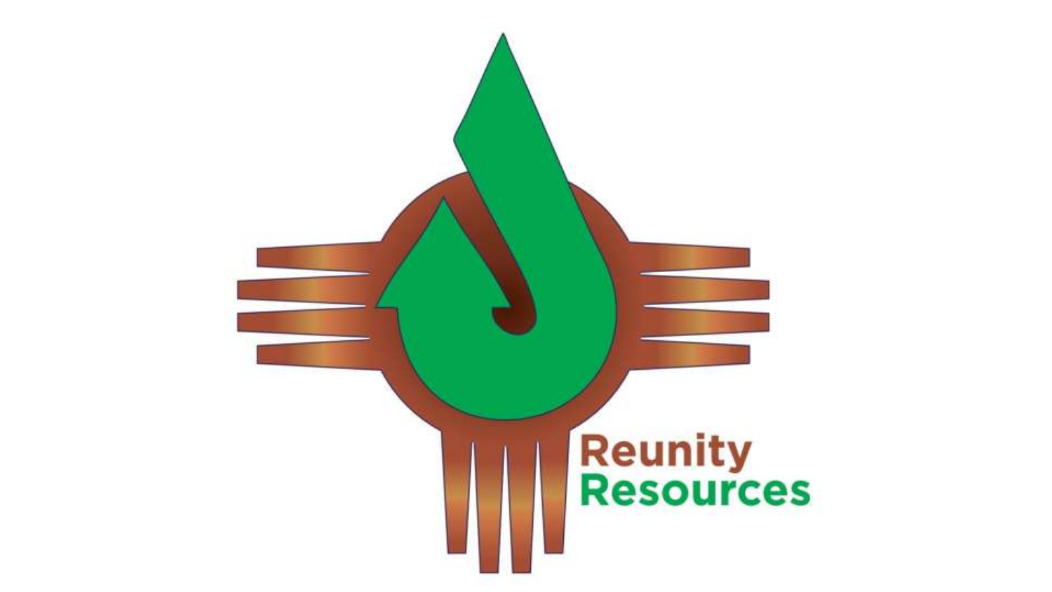Reunity
Resources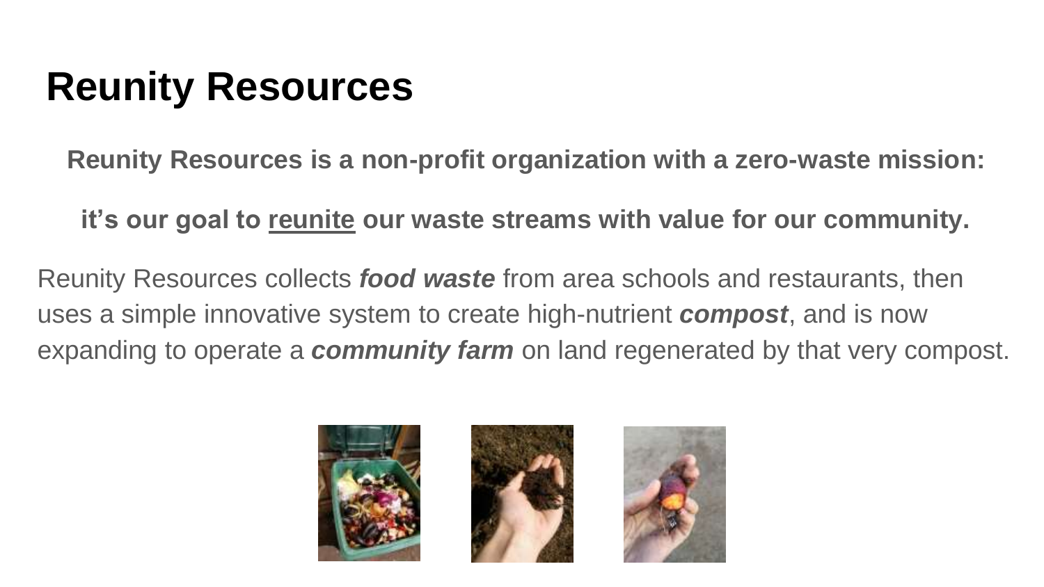# Reunity Resources

**Reunity Resources is a non-profit organization with a zero-waste mission:**

**it's our goal to <u>reunite</u> our waste streams with value for our community.**

Reunity Resources collects ***food waste*** from area schools and restaurants, then uses a simple innovative system to create high-nutrient ***compost***, and is now expanding to operate a ***community farm*** on land regenerated by that very compost.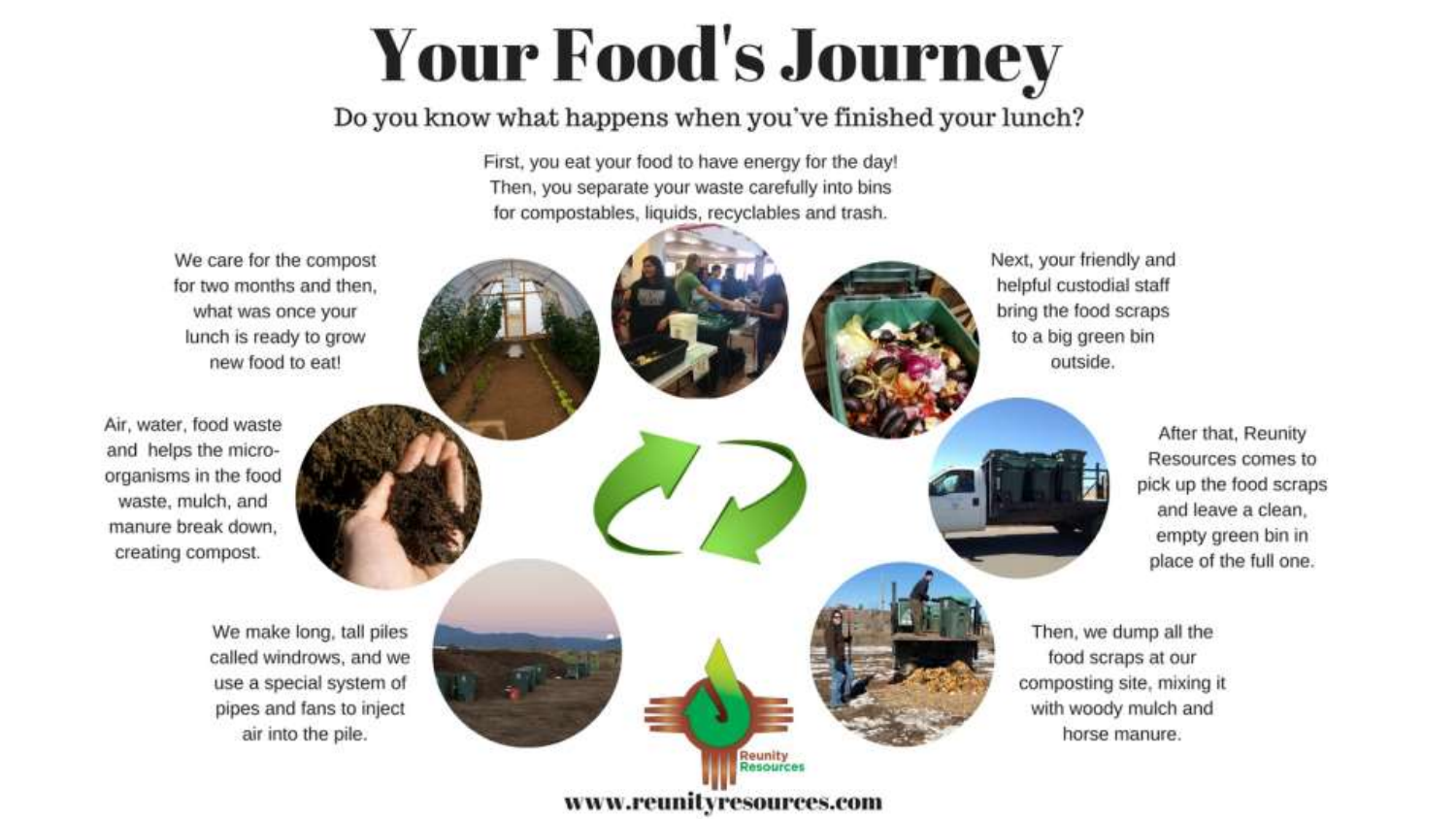# Your Food's Journey

Do you know what happens when you've finished your lunch?

First, you eat your food to have energy for the day! Then, you separate your waste carefully into bins for compostables, liquids, recyclables and trash.

Next, your friendly and helpful custodial staff bring the food scraps to a big green bin outside.

After that, Reunity Resources comes to pick up the food scraps and leave a clean, empty green bin in place of the full one.

Then, we dump all the food scraps at our composting site, mixing it with woody mulch and horse manure.

We make long, tall piles called windrows, and we use a special system of pipes and fans to inject air into the pile.

Air, water, food waste and helps the micro-organisms in the food waste, mulch, and manure break down, creating compost.

We care for the compost for two months and then, what was once your lunch is ready to grow new food to eat!

Reunity Resources

www.reunityresources.com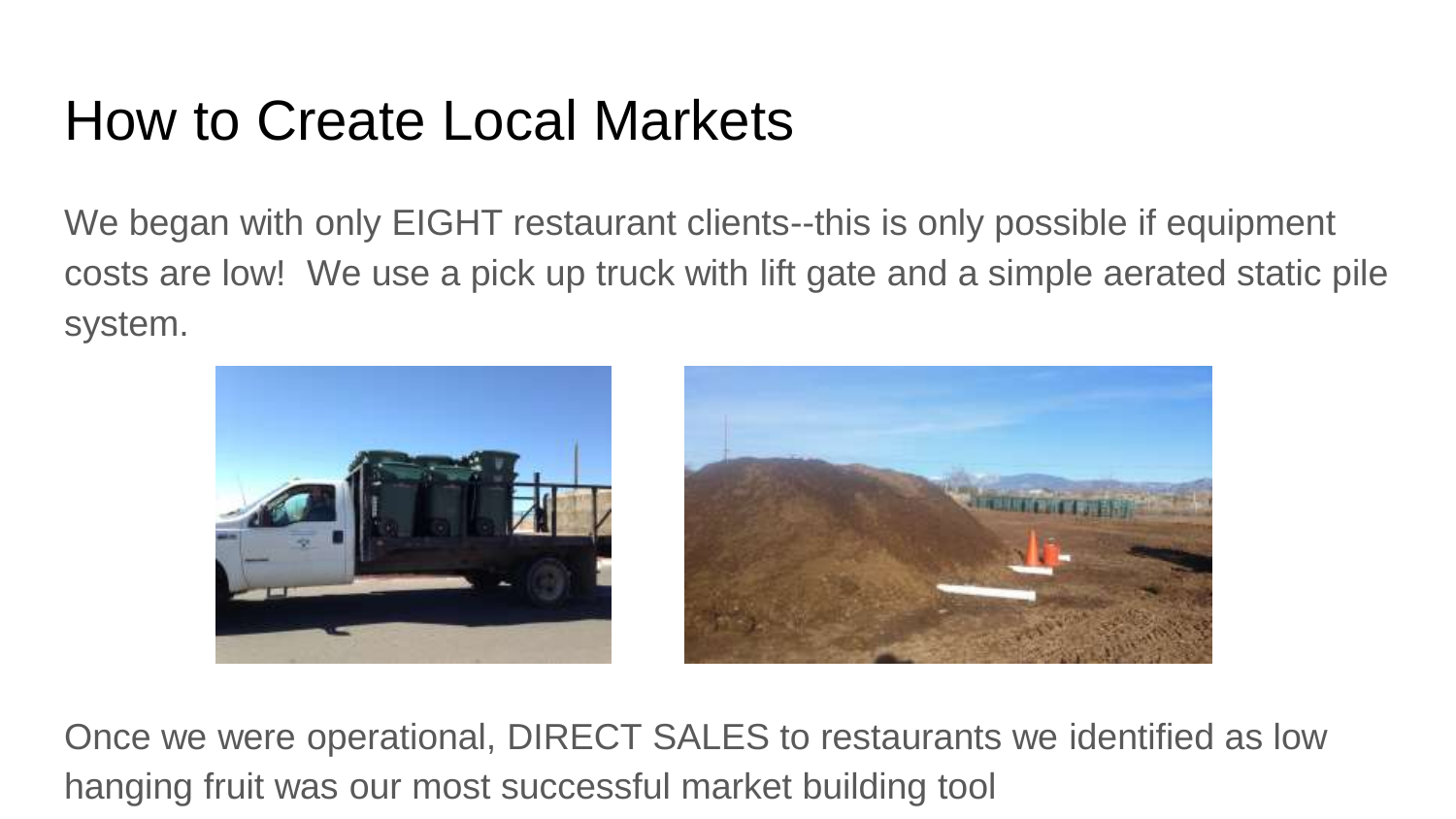# How to Create Local Markets

We began with only EIGHT restaurant clients--this is only possible if equipment costs are low! We use a pick up truck with lift gate and a simple aerated static pile system.

Once we were operational, DIRECT SALES to restaurants we identified as low hanging fruit was our most successful market building tool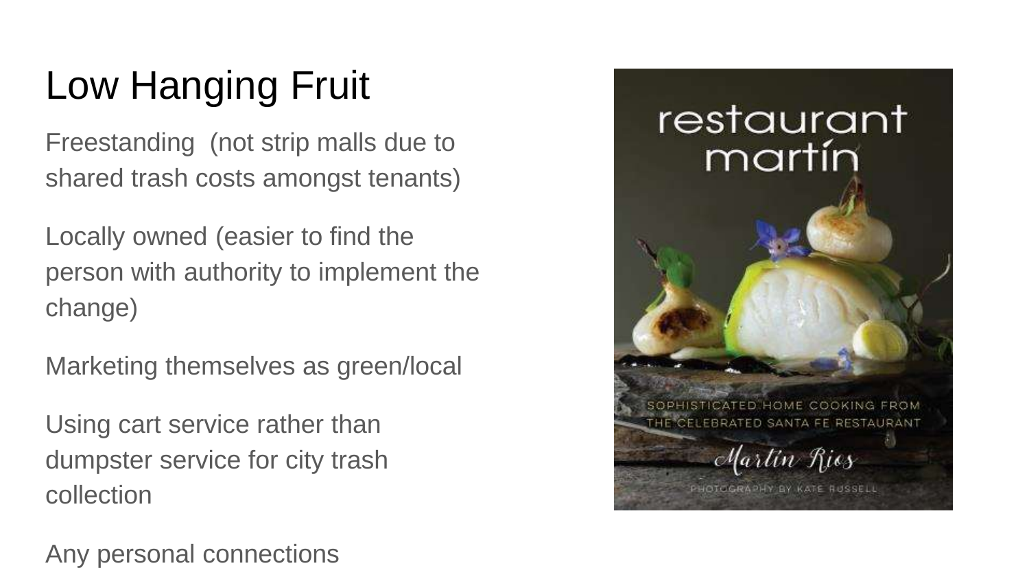# Low Hanging Fruit

Freestanding (not strip malls due to shared trash costs amongst tenants)

Locally owned (easier to find the person with authority to implement the change)

Marketing themselves as green/local

Using cart service rather than dumpster service for city trash collection

Any personal connections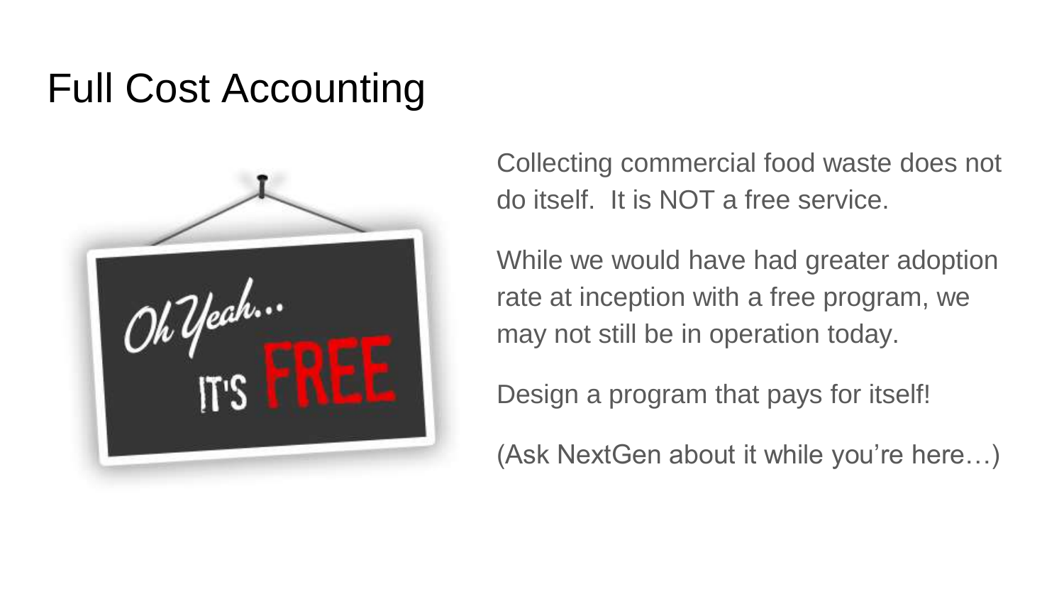# Full Cost Accounting

Collecting commercial food waste does not do itself. It is NOT a free service.

While we would have had greater adoption rate at inception with a free program, we may not still be in operation today.

Design a program that pays for itself!

(Ask NextGen about it while you're here…)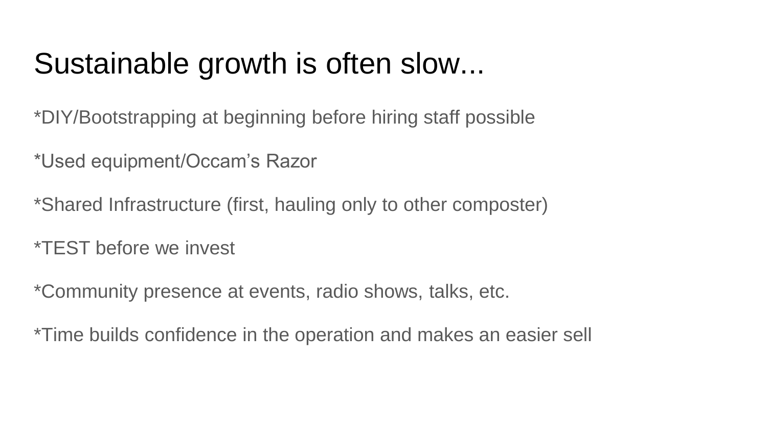# Sustainable growth is often slow...

*DIY/Bootstrapping at beginning before hiring staff possible

*Used equipment/Occam's Razor

*Shared Infrastructure (first, hauling only to other composter)

*TEST before we invest

*Community presence at events, radio shows, talks, etc.

*Time builds confidence in the operation and makes an easier sell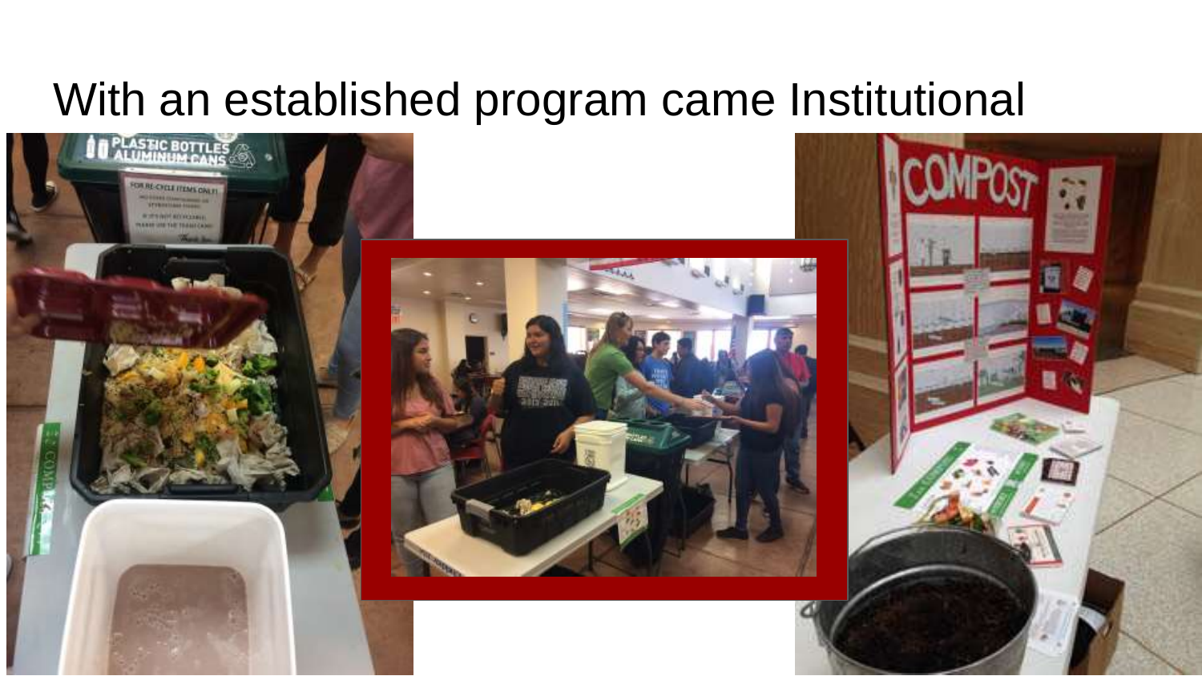# With an established program came Institutional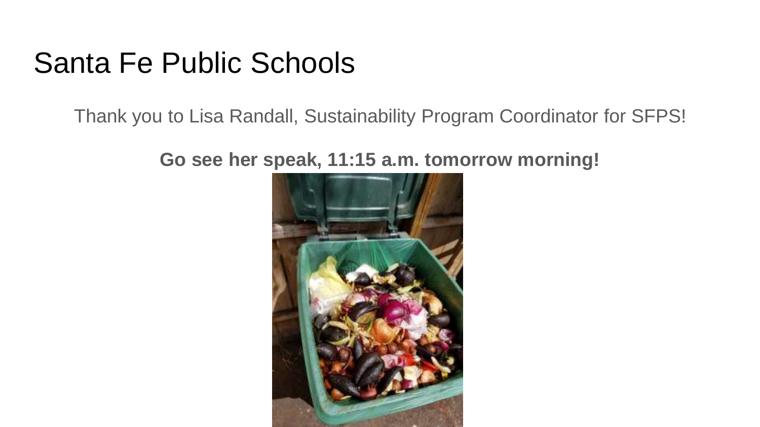# Santa Fe Public Schools

Thank you to Lisa Randall, Sustainability Program Coordinator for SFPS!

**Go see her speak, 11:15 a.m. tomorrow morning!**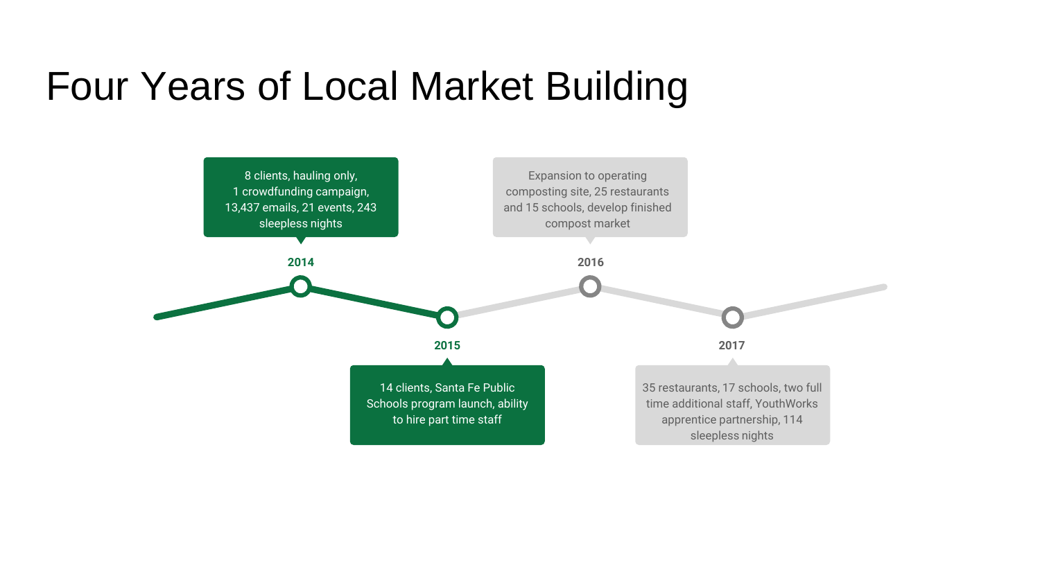# Four Years of Local Market Building

**2014**

8 clients, hauling only, 1 crowdfunding campaign, 13,437 emails, 21 events, 243 sleepless nights

**2015**

14 clients, Santa Fe Public Schools program launch, ability to hire part time staff

**2016**

Expansion to operating composting site, 25 restaurants and 15 schools, develop finished compost market

**2017**

35 restaurants, 17 schools, two full time additional staff, YouthWorks apprentice partnership, 114 sleepless nights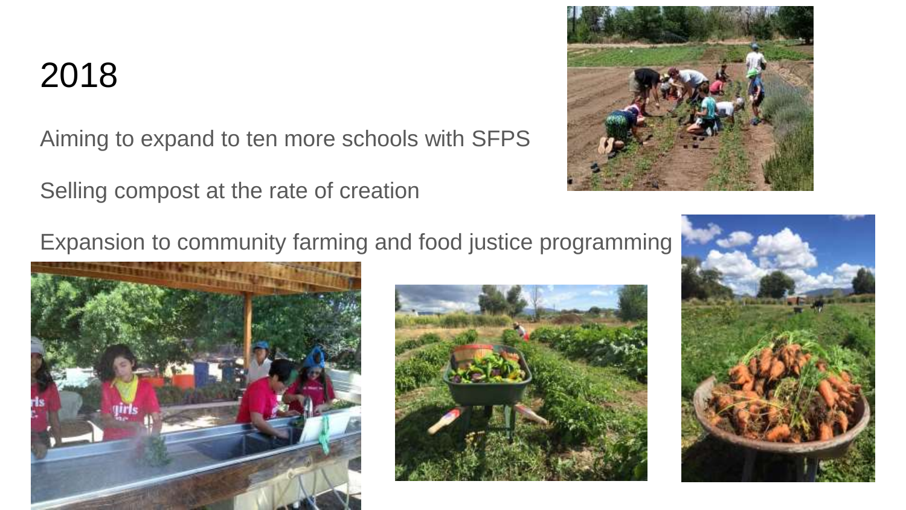# 2018

Aiming to expand to ten more schools with SFPS

Selling compost at the rate of creation

Expansion to community farming and food justice programming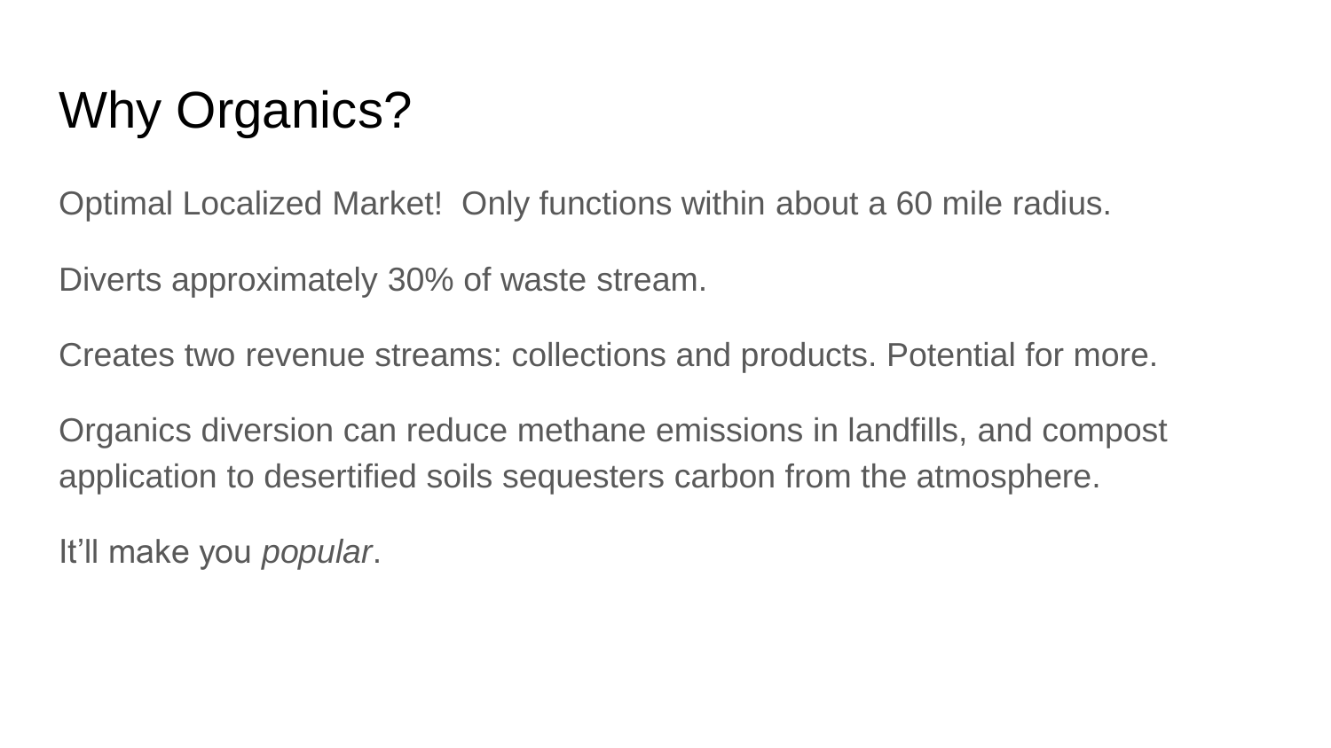# Why Organics?

Optimal Localized Market!  Only functions within about a 60 mile radius.

Diverts approximately 30% of waste stream.

Creates two revenue streams: collections and products. Potential for more.

Organics diversion can reduce methane emissions in landfills, and compost application to desertified soils sequesters carbon from the atmosphere.

It’ll make you *popular*.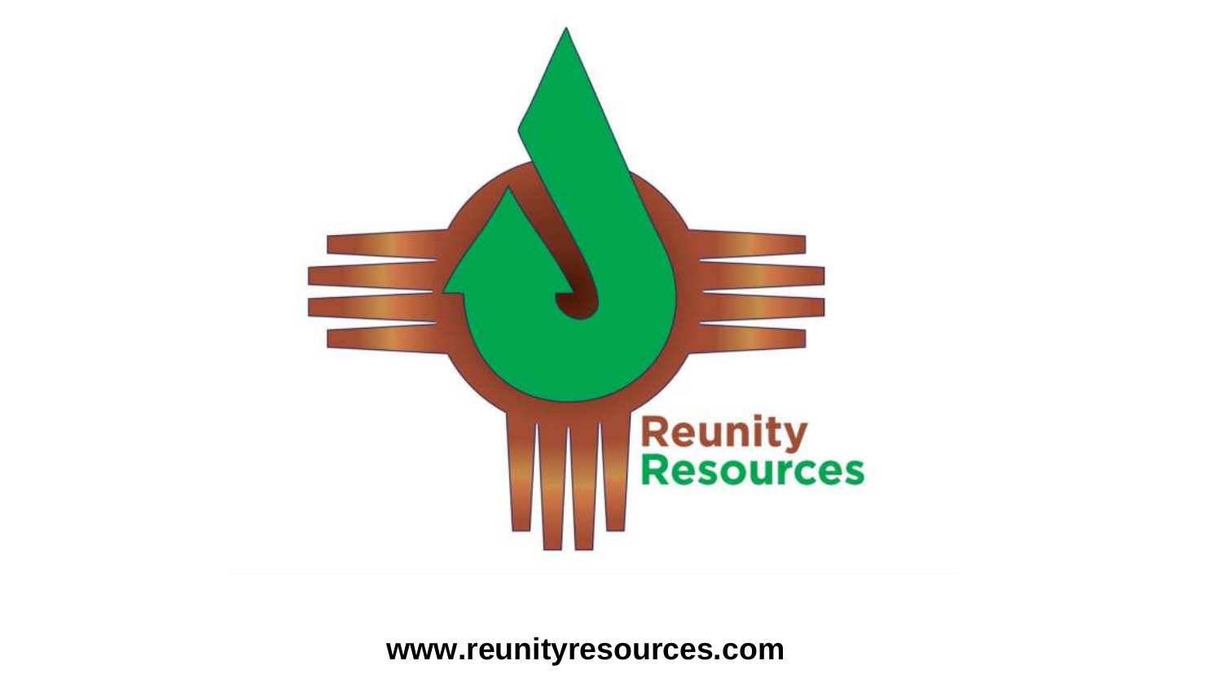Reunity
Resources

**www.reunityresources.com**